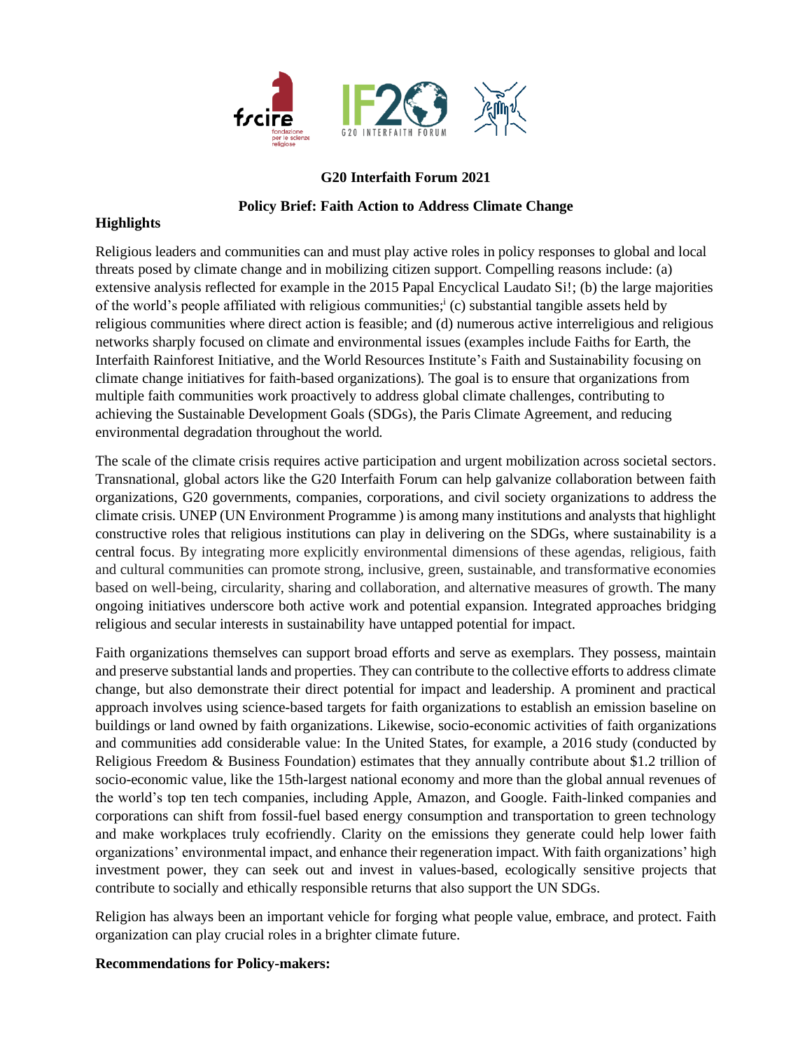**G20 Interfaith Forum 2021**

**Policy Brief: Faith Action to Address Climate Change**

**Highlights**

Religious leaders and communities can and must play active roles in policy responses to global and local threats posed by climate change and in mobilizing citizen support. Compelling reasons include: (a) extensive analysis reflected for example in the 2015 Papal Encyclical Laudato Si!; (b) the large majorities of the world's people affiliated with religious communities;[i] (c) substantial tangible assets held by religious communities where direct action is feasible; and (d) numerous active interreligious and religious networks sharply focused on climate and environmental issues (examples include Faiths for Earth, the Interfaith Rainforest Initiative, and the World Resources Institute's Faith and Sustainability focusing on climate change initiatives for faith-based organizations). The goal is to ensure that organizations from multiple faith communities work proactively to address global climate challenges, contributing to achieving the Sustainable Development Goals (SDGs), the Paris Climate Agreement, and reducing environmental degradation throughout the world.

The scale of the climate crisis requires active participation and urgent mobilization across societal sectors. Transnational, global actors like the G20 Interfaith Forum can help galvanize collaboration between faith organizations, G20 governments, companies, corporations, and civil society organizations to address the climate crisis. UNEP (UN Environment Programme ) is among many institutions and analysts that highlight constructive roles that religious institutions can play in delivering on the SDGs, where sustainability is a central focus. By integrating more explicitly environmental dimensions of these agendas, religious, faith and cultural communities can promote strong, inclusive, green, sustainable, and transformative economies based on well-being, circularity, sharing and collaboration, and alternative measures of growth. The many ongoing initiatives underscore both active work and potential expansion. Integrated approaches bridging religious and secular interests in sustainability have untapped potential for impact.

Faith organizations themselves can support broad efforts and serve as exemplars. They possess, maintain and preserve substantial lands and properties. They can contribute to the collective efforts to address climate change, but also demonstrate their direct potential for impact and leadership. A prominent and practical approach involves using science-based targets for faith organizations to establish an emission baseline on buildings or land owned by faith organizations. Likewise, socio-economic activities of faith organizations and communities add considerable value: In the United States, for example, a 2016 study (conducted by Religious Freedom & Business Foundation) estimates that they annually contribute about $1.2 trillion of socio-economic value, like the 15th-largest national economy and more than the global annual revenues of the world's top ten tech companies, including Apple, Amazon, and Google. Faith-linked companies and corporations can shift from fossil-fuel based energy consumption and transportation to green technology and make workplaces truly ecofriendly. Clarity on the emissions they generate could help lower faith organizations' environmental impact, and enhance their regeneration impact. With faith organizations' high investment power, they can seek out and invest in values-based, ecologically sensitive projects that contribute to socially and ethically responsible returns that also support the UN SDGs.

Religion has always been an important vehicle for forging what people value, embrace, and protect. Faith organization can play crucial roles in a brighter climate future.

**Recommendations for Policy-makers:**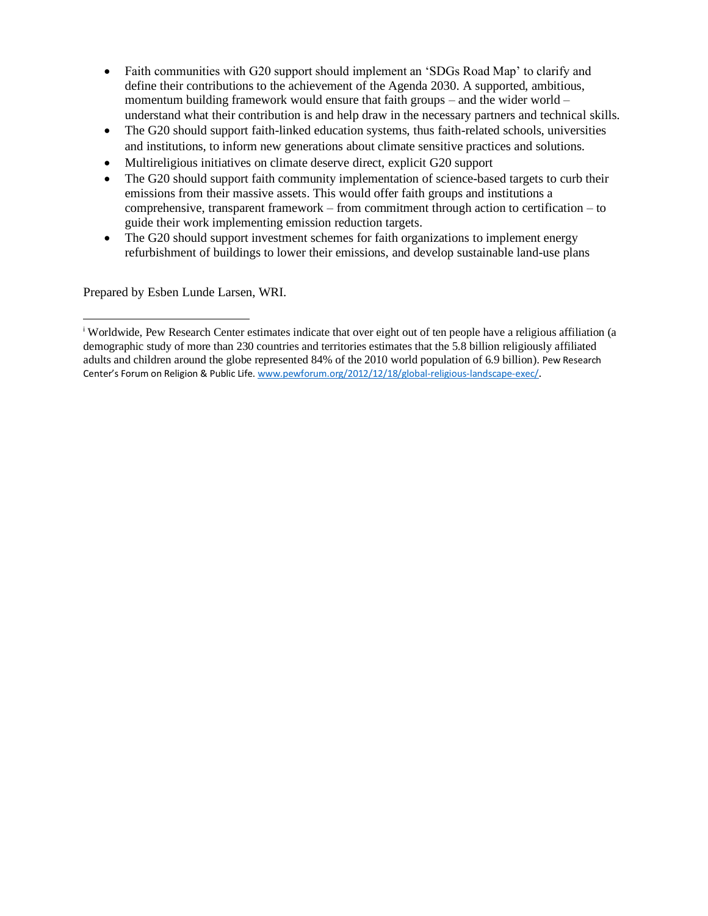- Faith communities with G20 support should implement an 'SDGs Road Map' to clarify and define their contributions to the achievement of the Agenda 2030. A supported, ambitious, momentum building framework would ensure that faith groups – and the wider world – understand what their contribution is and help draw in the necessary partners and technical skills.
- The G20 should support faith-linked education systems, thus faith-related schools, universities and institutions, to inform new generations about climate sensitive practices and solutions.
- Multireligious initiatives on climate deserve direct, explicit G20 support
- The G20 should support faith community implementation of science-based targets to curb their emissions from their massive assets. This would offer faith groups and institutions a comprehensive, transparent framework – from commitment through action to certification – to guide their work implementing emission reduction targets.
- The G20 should support investment schemes for faith organizations to implement energy refurbishment of buildings to lower their emissions, and develop sustainable land-use plans

Prepared by Esben Lunde Larsen, WRI.

---

[i] Worldwide, Pew Research Center estimates indicate that over eight out of ten people have a religious affiliation (a demographic study of more than 230 countries and territories estimates that the 5.8 billion religiously affiliated adults and children around the globe represented 84% of the 2010 world population of 6.9 billion). Pew Research Center's Forum on Religion & Public Life. www.pewforum.org/2012/12/18/global-religious-landscape-exec/.